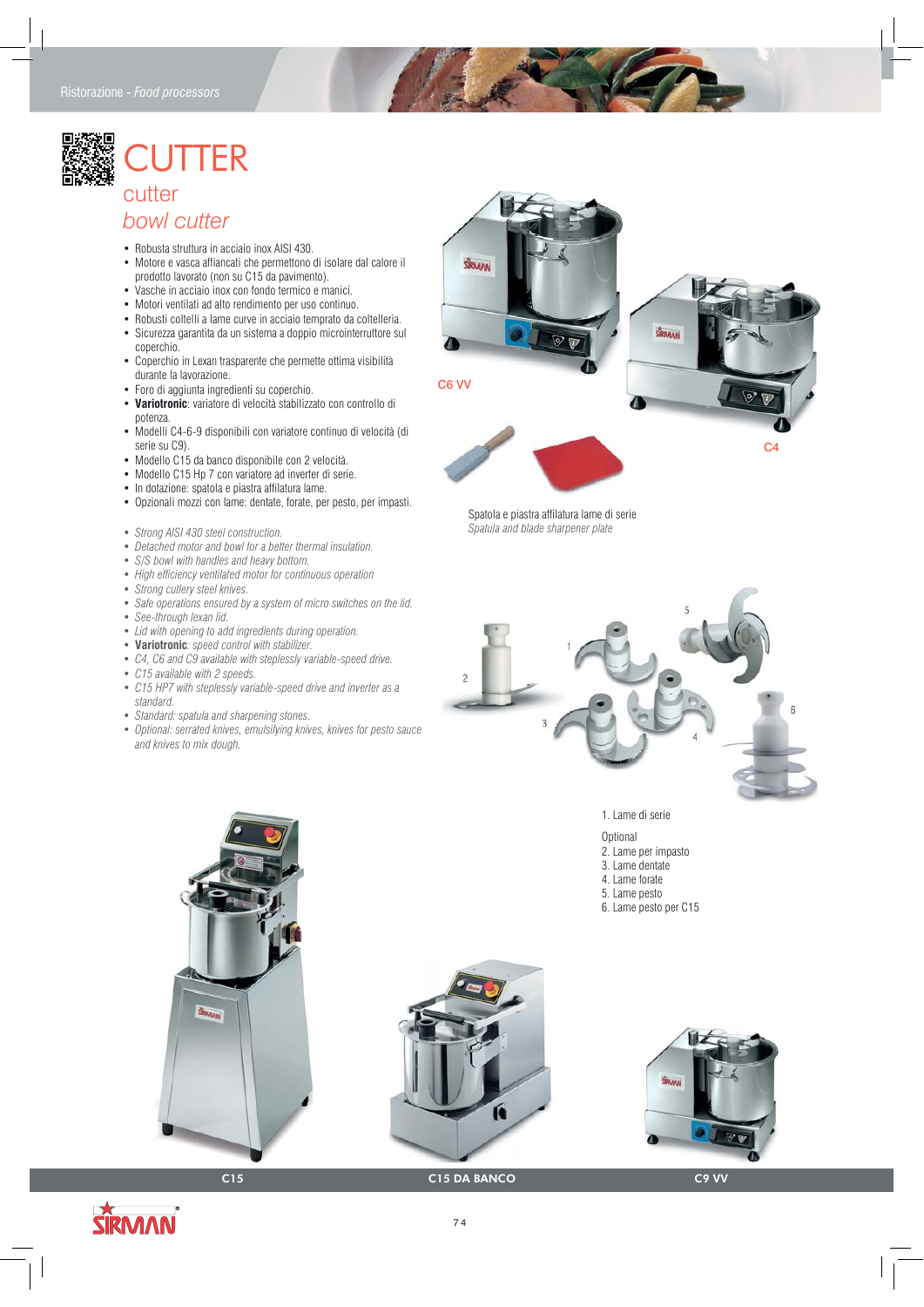# CUTTER

## cutter

## *bowl cutter*

- Robusta struttura in acciaio inox AISI 430.
- Motore e vasca affiancati che permettono di isolare dal calore il prodotto lavorato (non su C15 da pavimento).
- Vasche in acciaio inox con fondo termico e manici.
- Motori ventilati ad alto rendimento per uso continuo.
- Robusti coltelli a lame curve in acciaio temprato da coltelleria.
- Sicurezza garantita da un sistema a doppio microinterruttore sul coperchio.
- Coperchio in Lexan trasparente che permette ottima visibilità durante la lavorazione.
- Foro di aggiunta ingredienti su coperchio.
- **Variotronic**: variatore di velocità stabilizzato con controllo di potenza.
- Modelli C4-6-9 disponibili con variatore continuo di velocità (di serie su C9).
- Modello C15 da banco disponibile con 2 velocità.
- Modello C15 Hp 7 con variatore ad inverter di serie.
- In dotazione: spatola e piastra affilatura lame.
- Opzionali mozzi con lame: dentate, forate, per pesto, per impasti.

- *Strong AISI 430 steel construction.*
- *Detached motor and bowl for a better thermal insulation.*
- *S/S bowl with handles and heavy bottom.*
- *High efficiency ventilated motor for continuous operation*
- *Strong cutlery steel knives.*
- *Safe operations ensured by a system of micro switches on the lid.*
- *See-through lexan lid.*
- *Lid with opening to add ingredients during operation.*
- ***Variotronic**: speed control with stabilizer.*
- *C4, C6 and C9 available with steplessly variable-speed drive.*
- *C15 available with 2 speeds.*
- *C15 HP7 with steplessly variable-speed drive and inverter as a standard.*
- *Standard: spatula and sharpening stones.*
- *Optional: serrated knives, emulsifying knives, knives for pesto sauce and knives to mix dough.*

C6 VV

C4

Spatola e piastra affilatura lame di serie
*Spatula and blade sharpener plate*

1. Lame di serie

Optional
2. Lame per impasto
3. Lame dentate
4. Lame forate
5. Lame pesto
6. Lame pesto per C15

C15 | C15 DA BANCO | C9 VV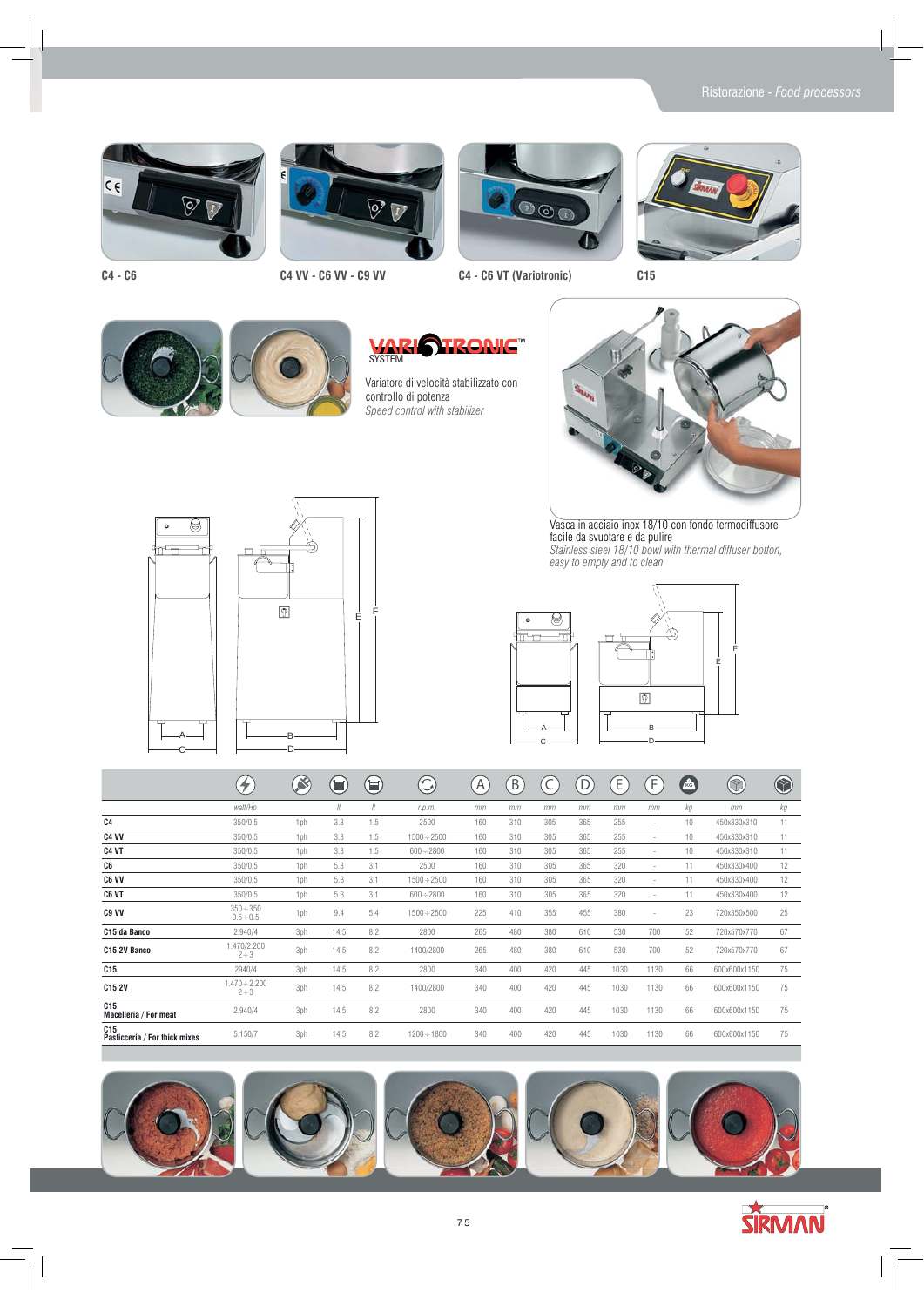Ristorazione - *Food processors*

C4 - C6

C4 VV - C6 VV - C9 VV

C4 - C6 VT (Variotronic)

C15

VARIOTRONIC™ SYSTEM

Variatore di velocità stabilizzato con controllo di potenza
*Speed control with stabilizer*

Vasca in acciaio inox 18/10 con fondo termodiffusore facile da svuotare e da pulire
*Stainless steel 18/10 bowl with thermal diffuser botton, easy to empty and to clean*

| | | | | | | A | B | C | D | E | F | | | |
|---|---|---|---|---|---|---|---|---|---|---|---|---|---|---|
| | watt/Hp | | lt | lt | r.p.m. | mm | mm | mm | mm | mm | mm | kg | mm | kg |
| **C4** | 350/0.5 | 1ph | 3.3 | 1.5 | 2500 | 160 | 310 | 305 | 365 | 255 | - | 10 | 450x330x310 | 11 |
| **C4 VV** | 350/0.5 | 1ph | 3.3 | 1.5 | 1500 ÷ 2500 | 160 | 310 | 305 | 365 | 255 | - | 10 | 450x330x310 | 11 |
| **C4 VT** | 350/0.5 | 1ph | 3.3 | 1.5 | 600 ÷ 2800 | 160 | 310 | 305 | 365 | 255 | - | 10 | 450x330x310 | 11 |
| **C6** | 350/0.5 | 1ph | 5.3 | 3.1 | 2500 | 160 | 310 | 305 | 365 | 320 | - | 11 | 450x330x400 | 12 |
| **C6 VV** | 350/0.5 | 1ph | 5.3 | 3.1 | 1500 ÷ 2500 | 160 | 310 | 305 | 365 | 320 | - | 11 | 450x330x400 | 12 |
| **C6 VT** | 350/0.5 | 1ph | 5.3 | 3.1 | 600 ÷ 2800 | 160 | 310 | 305 | 365 | 320 | - | 11 | 450x330x400 | 12 |
| **C9 VV** | 350 ÷ 350<br>0.5 ÷ 0.5 | 1ph | 9.4 | 5.4 | 1500 ÷ 2500 | 225 | 410 | 355 | 455 | 380 | - | 23 | 720x350x500 | 25 |
| **C15 da Banco** | 2.940/4 | 3ph | 14.5 | 8.2 | 2800 | 265 | 480 | 380 | 610 | 530 | 700 | 52 | 720x570x770 | 67 |
| **C15 2V Banco** | 1.470/2.200<br>2 ÷ 3 | 3ph | 14.5 | 8.2 | 1400/2800 | 265 | 480 | 380 | 610 | 530 | 700 | 52 | 720x570x770 | 67 |
| **C15** | 2940/4 | 3ph | 14.5 | 8.2 | 2800 | 340 | 400 | 420 | 445 | 1030 | 1130 | 66 | 600x600x1150 | 75 |
| **C15 2V** | 1.470 ÷ 2.200<br>2 ÷ 3 | 3ph | 14.5 | 8.2 | 1400/2800 | 340 | 400 | 420 | 445 | 1030 | 1130 | 66 | 600x600x1150 | 75 |
| **C15 Macelleria / For meat** | 2.940/4 | 3ph | 14.5 | 8.2 | 2800 | 340 | 400 | 420 | 445 | 1030 | 1130 | 66 | 600x600x1150 | 75 |
| **C15 Pasticceria / For thick mixes** | 5.150/7 | 3ph | 14.5 | 8.2 | 1200 ÷ 1800 | 340 | 400 | 420 | 445 | 1030 | 1130 | 66 | 600x600x1150 | 75 |